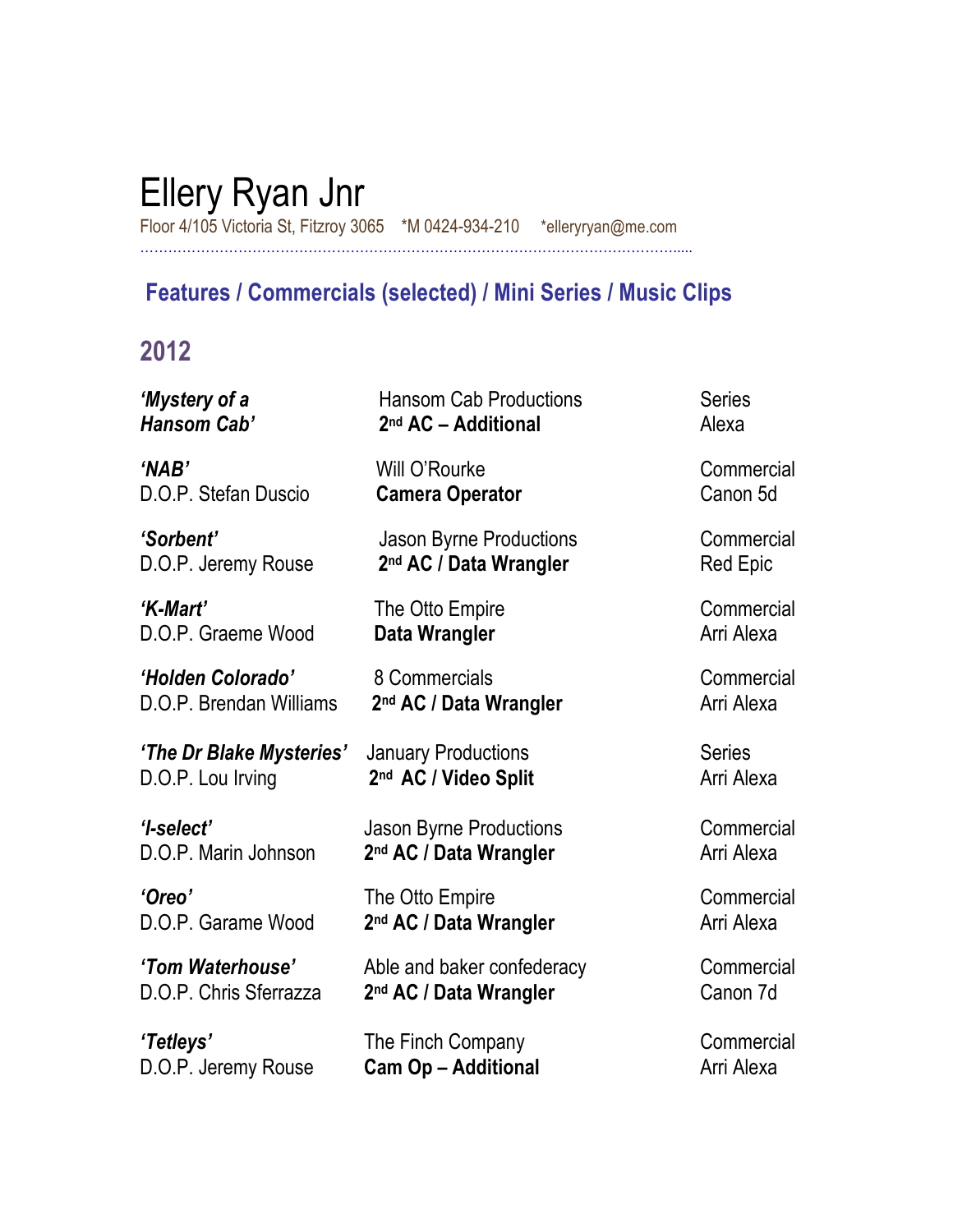# Ellery Ryan Jnr

Floor 4/105 Victoria St, Fitzroy 3065 *M 0424-934-210 *elleryryan@me.com

## Features / Commercials (selected) / Mini Series / Music Clips

## 2012

| | | |
|---|---|---|
| ***'Mystery of a Hansom Cab'*** | Hansom Cab Productions<br>**2nd AC – Additional** | Series<br>Alexa |
| ***'NAB'***<br>D.O.P. Stefan Duscio | Will O'Rourke<br>**Camera Operator** | Commercial<br>Canon 5d |
| ***'Sorbent'***<br>D.O.P. Jeremy Rouse | Jason Byrne Productions<br>**2nd AC / Data Wrangler** | Commercial<br>Red Epic |
| ***'K-Mart'***<br>D.O.P. Graeme Wood | The Otto Empire<br>**Data Wrangler** | Commercial<br>Arri Alexa |
| ***'Holden Colorado'***<br>D.O.P. Brendan Williams | 8 Commercials<br>**2nd AC / Data Wrangler** | Commercial<br>Arri Alexa |
| ***'The Dr Blake Mysteries'***<br>D.O.P. Lou Irving | January Productions<br>**2nd AC / Video Split** | Series<br>Arri Alexa |
| ***'I-select'***<br>D.O.P. Marin Johnson | Jason Byrne Productions<br>**2nd AC / Data Wrangler** | Commercial<br>Arri Alexa |
| ***'Oreo'***<br>D.O.P. Garame Wood | The Otto Empire<br>**2nd AC / Data Wrangler** | Commercial<br>Arri Alexa |
| ***'Tom Waterhouse'***<br>D.O.P. Chris Sferrazza | Able and baker confederacy<br>**2nd AC / Data Wrangler** | Commercial<br>Canon 7d |
| ***'Tetleys'***<br>D.O.P. Jeremy Rouse | The Finch Company<br>**Cam Op – Additional** | Commercial<br>Arri Alexa |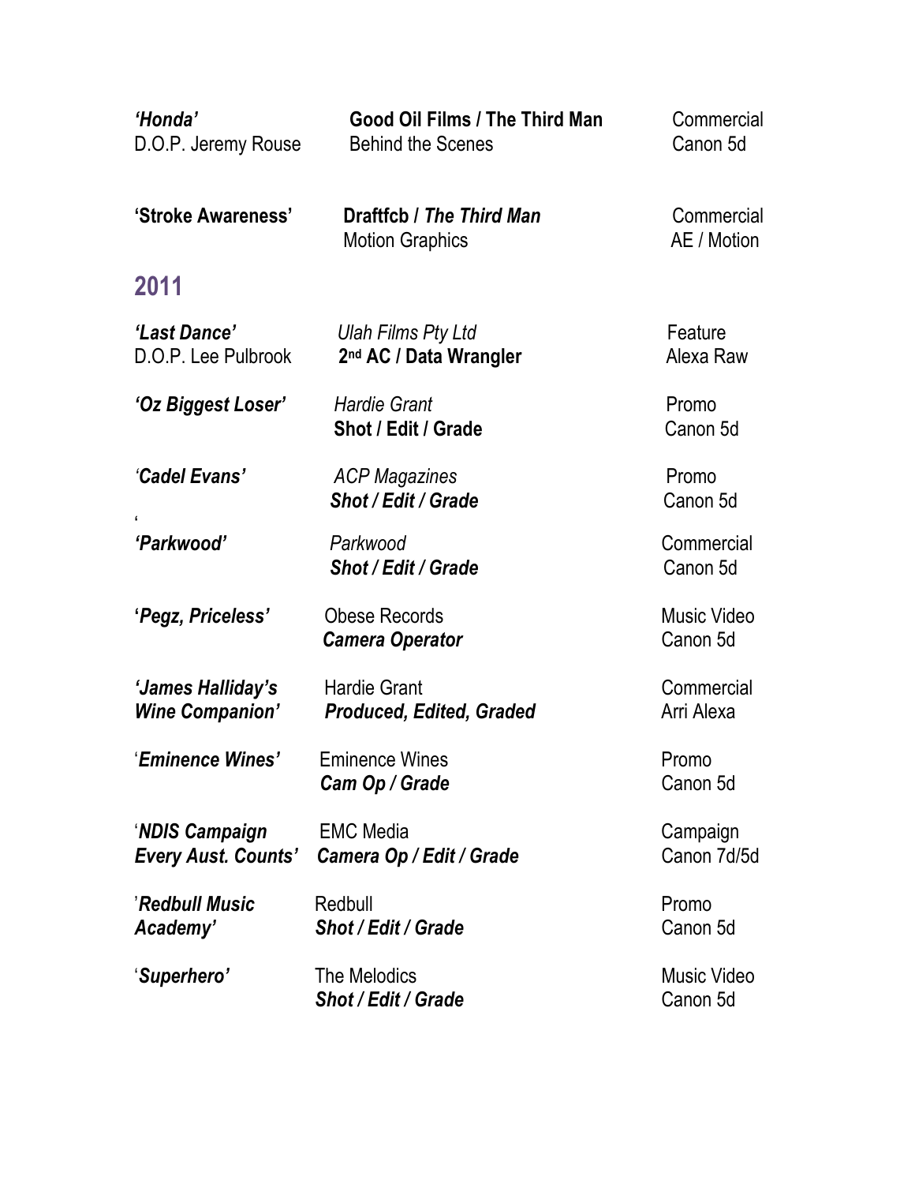| | | |
|---|---|---|
| ***'Honda'***<br>D.O.P. Jeremy Rouse | **Good Oil Films / The Third Man**<br>Behind the Scenes | Commercial<br>Canon 5d |
| **'Stroke Awareness'** | **Draftfcb / *The Third Man***<br>Motion Graphics | Commercial<br>AE / Motion |

## 2011

| | | |
|---|---|---|
| ***'Last Dance'***<br>D.O.P. Lee Pulbrook | *Ulah Films Pty Ltd*<br>**2nd AC / Data Wrangler** | Feature<br>Alexa Raw |
| ***'Oz Biggest Loser'*** | *Hardie Grant*<br>**Shot / Edit / Grade** | Promo<br>Canon 5d |
| ***'Cadel Evans'*** | *ACP Magazines*<br>***Shot / Edit / Grade*** | Promo<br>Canon 5d |
| ***'Parkwood'*** | *Parkwood*<br>***Shot / Edit / Grade*** | Commercial<br>Canon 5d |
| ***'Pegz, Priceless'*** | Obese Records<br>***Camera Operator*** | Music Video<br>Canon 5d |
| ***'James Halliday's Wine Companion'*** | Hardie Grant<br>***Produced, Edited, Graded*** | Commercial<br>Arri Alexa |
| ***'Eminence Wines'*** | Eminence Wines<br>***Cam Op / Grade*** | Promo<br>Canon 5d |
| ***'NDIS Campaign Every Aust. Counts'*** | EMC Media<br>***Camera Op / Edit / Grade*** | Campaign<br>Canon 7d/5d |
| ***'Redbull Music Academy'*** | Redbull<br>***Shot / Edit / Grade*** | Promo<br>Canon 5d |
| ***'Superhero'*** | The Melodics<br>***Shot / Edit / Grade*** | Music Video<br>Canon 5d |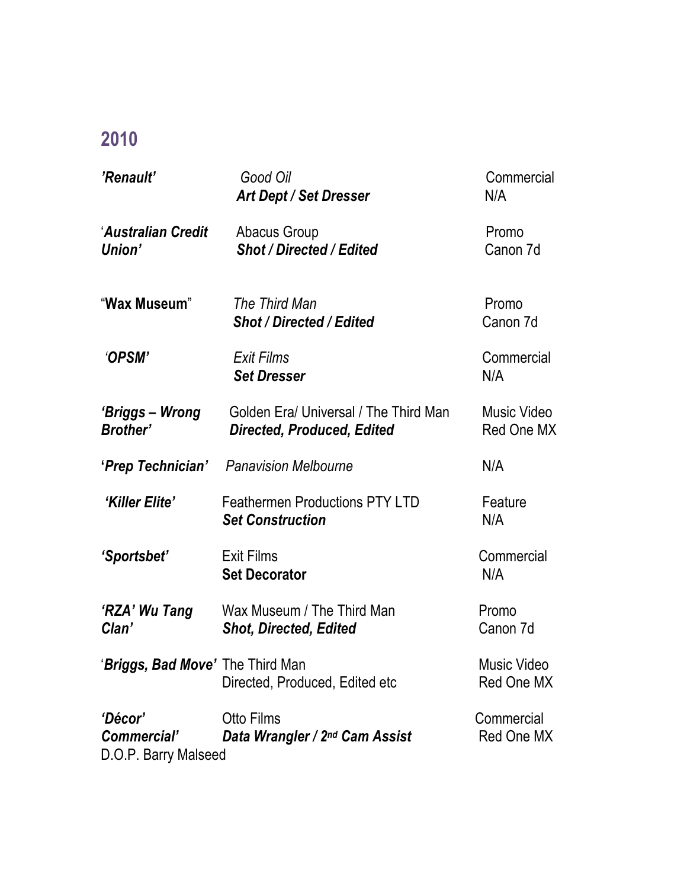## 2010

| | | |
|---|---|---|
| ***'Renault'*** | *Good Oil*<br>***Art Dept / Set Dresser*** | Commercial<br>N/A |
| '***Australian Credit Union'*** | Abacus Group<br>***Shot / Directed / Edited*** | Promo<br>Canon 7d |
| "**Wax Museum**" | *The Third Man*<br>***Shot / Directed / Edited*** | Promo<br>Canon 7d |
| ***'OPSM'*** | *Exit Films*<br>***Set Dresser*** | Commercial<br>N/A |
| ***'Briggs – Wrong Brother'*** | Golden Era/ Universal / The Third Man<br>***Directed, Produced, Edited*** | Music Video<br>Red One MX |
| **'*Prep Technician'*** | *Panavision Melbourne* | N/A |
| ***'Killer Elite'*** | Feathermen Productions PTY LTD<br>***Set Construction*** | Feature<br>N/A |
| ***'Sportsbet'*** | Exit Films<br>**Set Decorator** | Commercial<br>N/A |
| ***'RZA' Wu Tang Clan'*** | Wax Museum / The Third Man<br>***Shot, Directed, Edited*** | Promo<br>Canon 7d |
| '***Briggs, Bad Move'*** | The Third Man<br>Directed, Produced, Edited etc | Music Video<br>Red One MX |
| ***'Décor' Commercial'***<br>D.O.P. Barry Malseed | Otto Films<br>***Data Wrangler / 2nd Cam Assist*** | Commercial<br>Red One MX |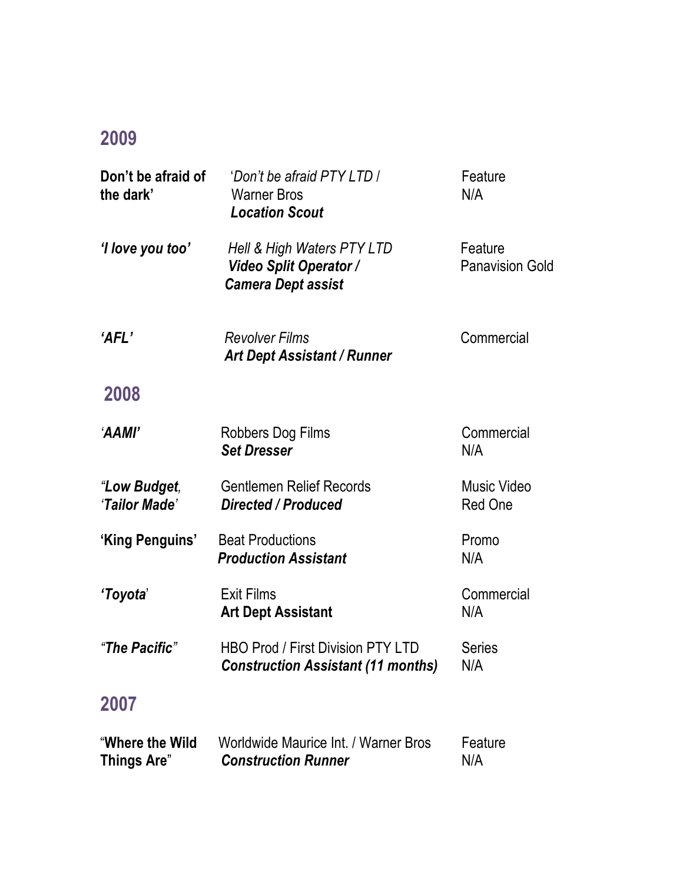## 2009

| | | |
|---|---|---|
| **Don't be afraid of the dark'** | '*Don't be afraid PTY LTD* / Warner Bros<br>***Location Scout*** | Feature<br>N/A |
| ***'I love you too'*** | *Hell & High Waters PTY LTD*<br>***Video Split Operator / Camera Dept assist*** | Feature<br>Panavision Gold |
| ***'AFL'*** | *Revolver Films*<br>***Art Dept Assistant / Runner*** | Commercial |

## 2008

| | | |
|---|---|---|
| ***'AAMI'*** | Robbers Dog Films<br>***Set Dresser*** | Commercial<br>N/A |
| ***"Low Budget, 'Tailor Made'*** | Gentlemen Relief Records<br>***Directed / Produced*** | Music Video<br>Red One |
| **'King Penguins'** | Beat Productions<br>***Production Assistant*** | Promo<br>N/A |
| ***'Toyota'*** | Exit Films<br>**Art Dept Assistant** | Commercial<br>N/A |
| ***"The Pacific"*** | HBO Prod / First Division PTY LTD<br>***Construction Assistant (11 months)*** | Series<br>N/A |

## 2007

| | | |
|---|---|---|
| **"Where the Wild Things Are"** | Worldwide Maurice Int. / Warner Bros<br>***Construction Runner*** | Feature<br>N/A |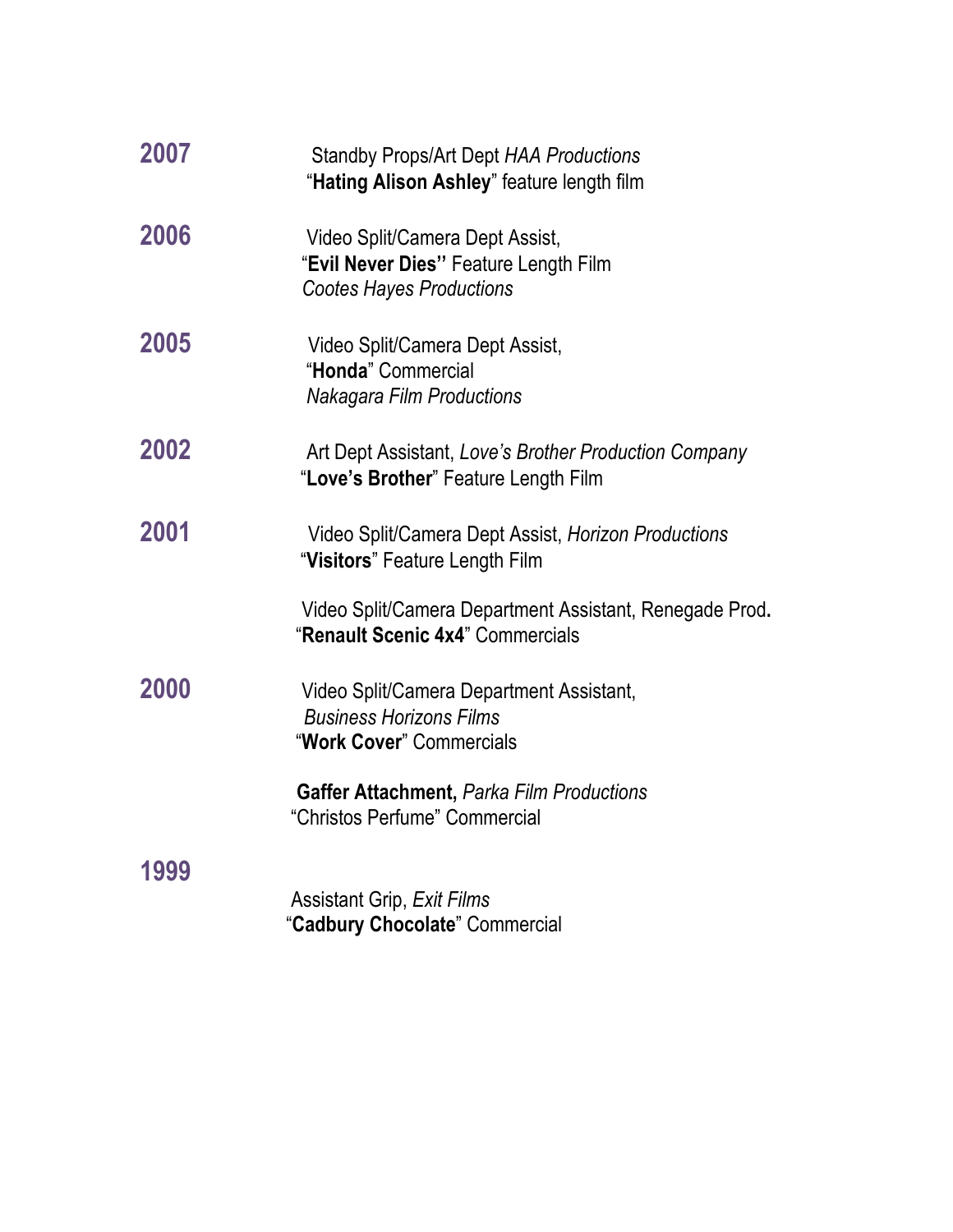**2007**

Standby Props/Art Dept *HAA Productions*
"**Hating Alison Ashley**" feature length film

**2006**

Video Split/Camera Dept Assist,
"**Evil Never Dies**" Feature Length Film
*Cootes Hayes Productions*

**2005**

Video Split/Camera Dept Assist,
"**Honda**" Commercial
*Nakagara Film Productions*

**2002**

Art Dept Assistant, *Love's Brother Production Company*
"**Love's Brother**" Feature Length Film

**2001**

Video Split/Camera Dept Assist, *Horizon Productions*
"**Visitors**" Feature Length Film

Video Split/Camera Department Assistant, Renegade Prod**.**
"**Renault Scenic 4x4**" Commercials

**2000**

Video Split/Camera Department Assistant,
*Business Horizons Films*
"**Work Cover**" Commercials

**Gaffer Attachment,** *Parka Film Productions*
"Christos Perfume" Commercial

**1999**

Assistant Grip, *Exit Films*
"**Cadbury Chocolate**" Commercial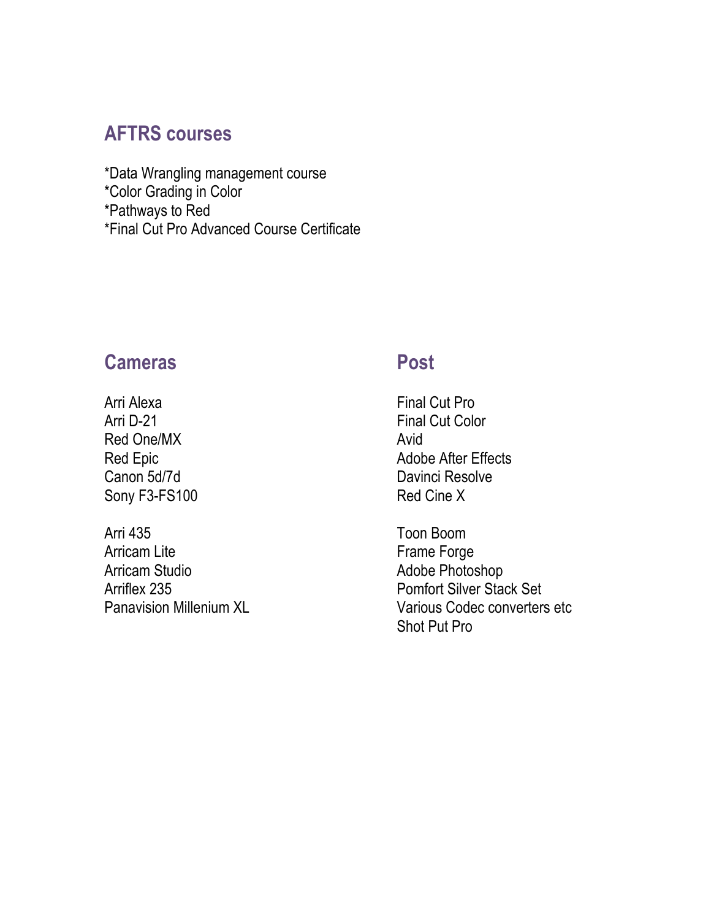## AFTRS courses

*Data Wrangling management course
*Color Grading in Color
*Pathways to Red
*Final Cut Pro Advanced Course Certificate

## Cameras

Arri Alexa
Arri D-21
Red One/MX
Red Epic
Canon 5d/7d
Sony F3-FS100

Arri 435
Arricam Lite
Arricam Studio
Arriflex 235
Panavision Millenium XL

## Post

Final Cut Pro
Final Cut Color
Avid
Adobe After Effects
Davinci Resolve
Red Cine X

Toon Boom
Frame Forge
Adobe Photoshop
Pomfort Silver Stack Set
Various Codec converters etc
Shot Put Pro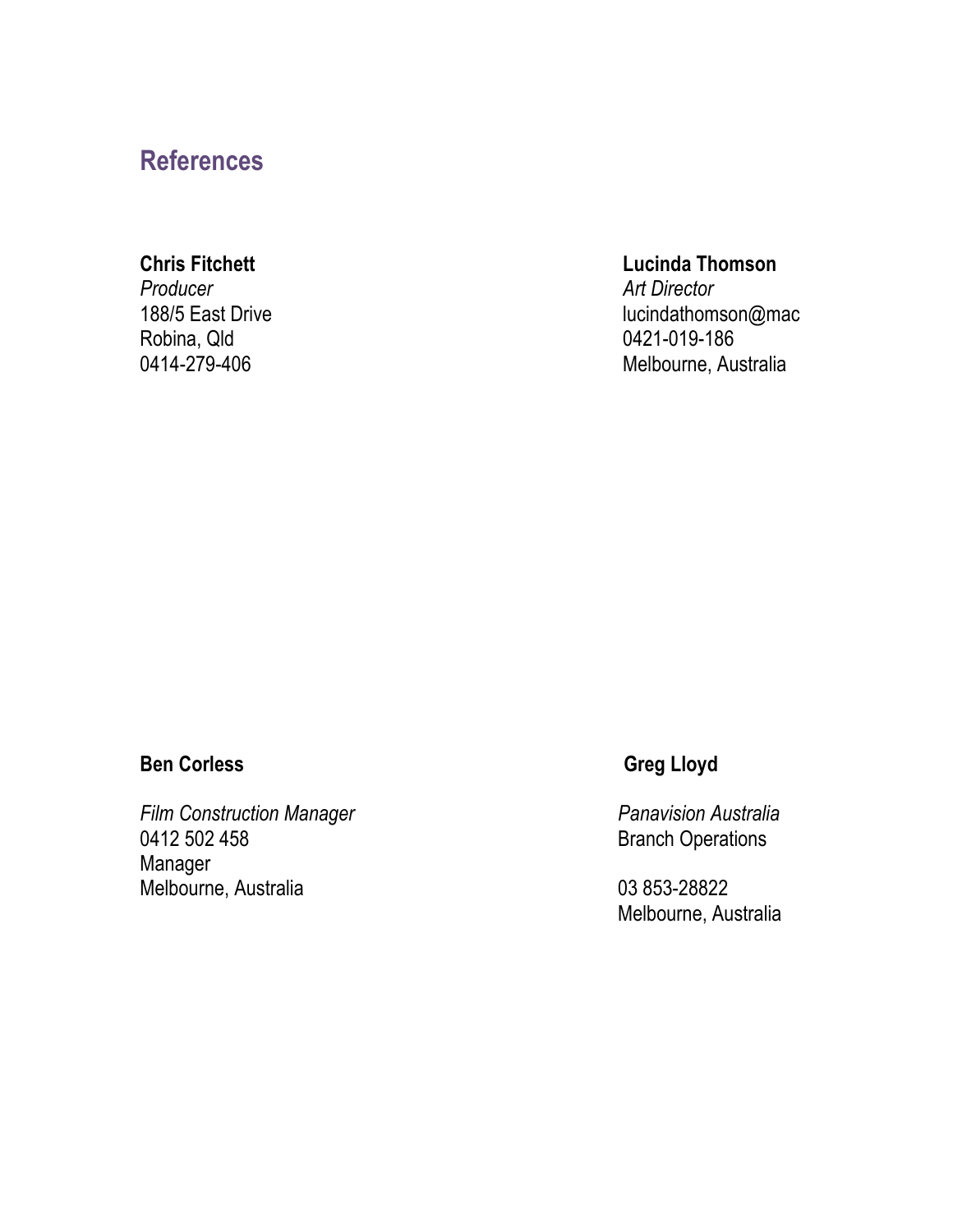## References

**Chris Fitchett**
*Producer*
188/5 East Drive
Robina, Qld
0414-279-406

**Lucinda Thomson**
*Art Director*
lucindathomson@mac
0421-019-186
Melbourne, Australia

**Ben Corless**

*Film Construction Manager*
0412 502 458
Manager
Melbourne, Australia

**Greg Lloyd**

*Panavision Australia*
Branch Operations

03 853-28822
Melbourne, Australia